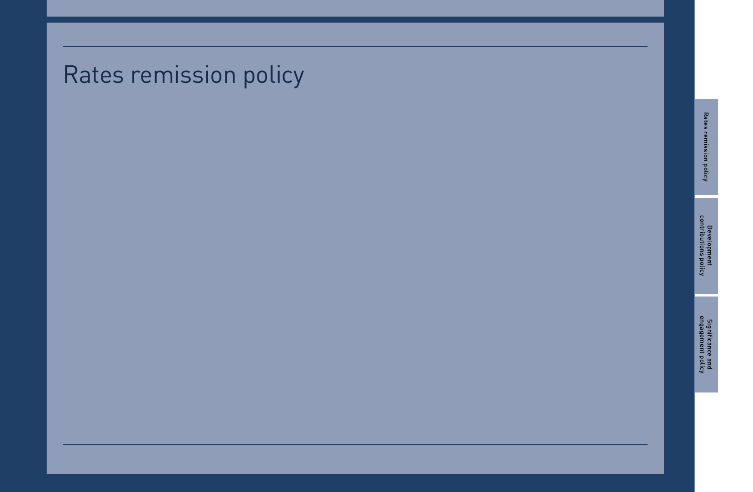# Rates remission policy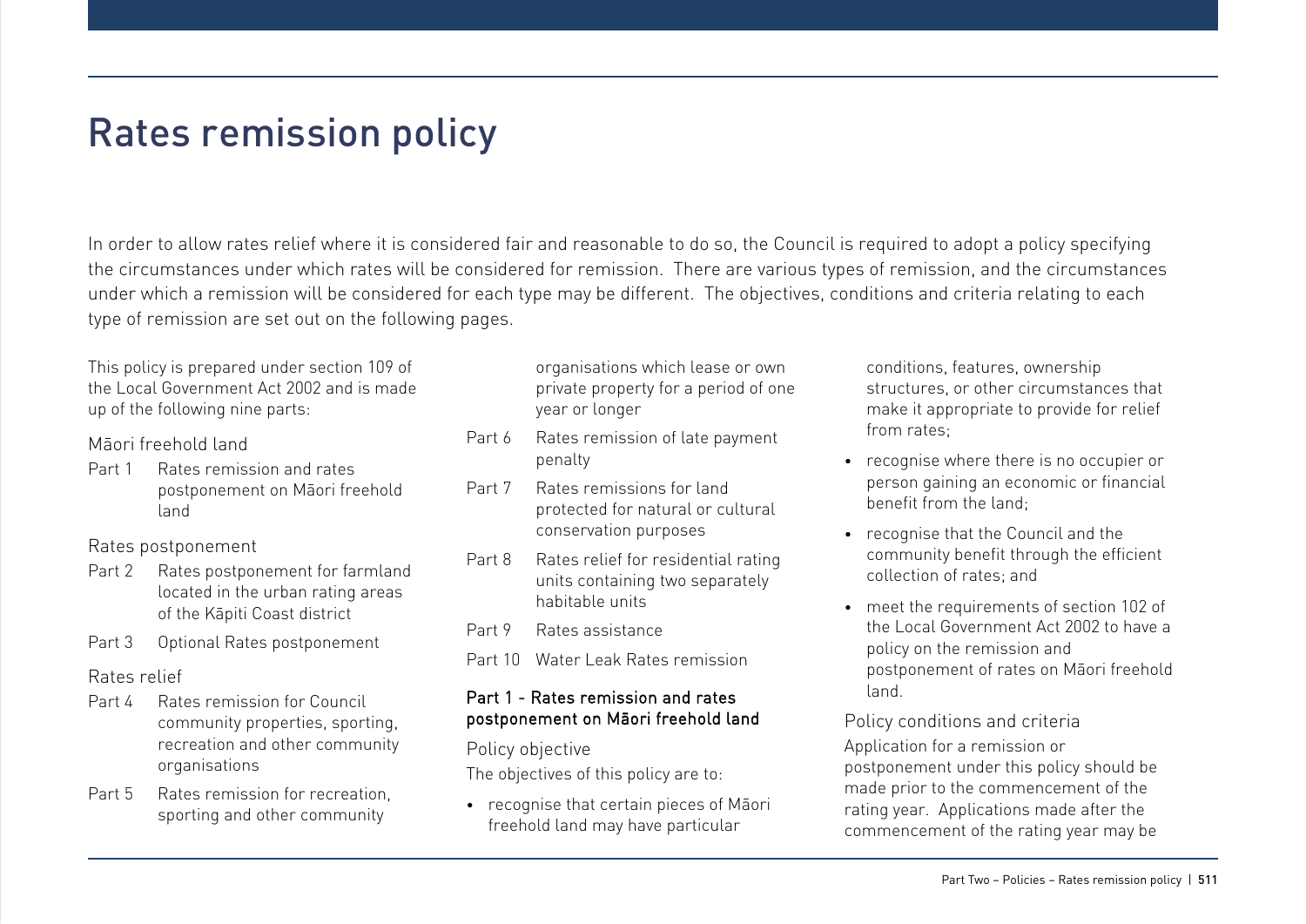# Rates remission policy

In order to allow rates relief where it is considered fair and reasonable to do so, the Council is required to adopt a policy specifying the circumstances under which rates will be considered for remission. There are various types of remission, and the circumstances under which a remission will be considered for each type may be different. The objectives, conditions and criteria relating to each type of remission are set out on the following pages.

This policy is prepared under section 109 of the Local Government Act 2002 and is made up of the following nine parts:

Māori freehold land

- Part 1 Rates remission and rates postponement on Māori freehold land

Rates postponement

- Part 2 Rates postponement for farmland located in the urban rating areas of the Kāpiti Coast district
- Part 3 Optional Rates postponement

Rates relief

- Part 4 Rates remission for Council community properties, sporting, recreation and other community organisations
- Part 5 Rates remission for recreation, sporting and other community organisations which lease or own private property for a period of one year or longer
- Part 6 Rates remission of late payment penalty
- Part 7 Rates remissions for land protected for natural or cultural conservation purposes
- Part 8 Rates relief for residential rating units containing two separately habitable units
- Part 9 Rates assistance
- Part 10 Water Leak Rates remission

## Part 1 - Rates remission and rates postponement on Māori freehold land

### Policy objective

The objectives of this policy are to:

- recognise that certain pieces of Māori freehold land may have particular conditions, features, ownership structures, or other circumstances that make it appropriate to provide for relief from rates;
- recognise where there is no occupier or person gaining an economic or financial benefit from the land;
- recognise that the Council and the community benefit through the efficient collection of rates; and
- meet the requirements of section 102 of the Local Government Act 2002 to have a policy on the remission and postponement of rates on Māori freehold land.

### Policy conditions and criteria

Application for a remission or postponement under this policy should be made prior to the commencement of the rating year. Applications made after the commencement of the rating year may be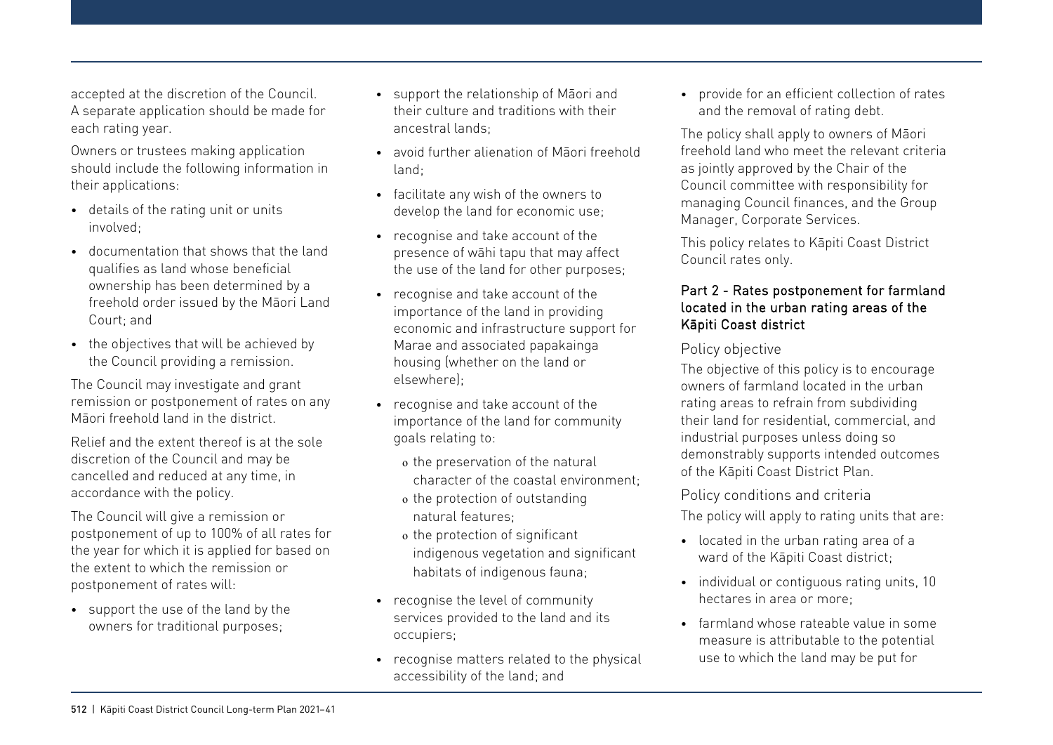accepted at the discretion of the Council. A separate application should be made for each rating year.

Owners or trustees making application should include the following information in their applications:

- details of the rating unit or units involved;
- documentation that shows that the land qualifies as land whose beneficial ownership has been determined by a freehold order issued by the Māori Land Court; and
- the objectives that will be achieved by the Council providing a remission.

The Council may investigate and grant remission or postponement of rates on any Māori freehold land in the district.

Relief and the extent thereof is at the sole discretion of the Council and may be cancelled and reduced at any time, in accordance with the policy.

The Council will give a remission or postponement of up to 100% of all rates for the year for which it is applied for based on the extent to which the remission or postponement of rates will:

- support the use of the land by the owners for traditional purposes;
- support the relationship of Māori and their culture and traditions with their ancestral lands;
- avoid further alienation of Māori freehold land;
- facilitate any wish of the owners to develop the land for economic use;
- recognise and take account of the presence of wāhi tapu that may affect the use of the land for other purposes;
- recognise and take account of the importance of the land in providing economic and infrastructure support for Marae and associated papakainga housing (whether on the land or elsewhere);
- recognise and take account of the importance of the land for community goals relating to:
  - the preservation of the natural character of the coastal environment;
  - the protection of outstanding natural features;
  - the protection of significant indigenous vegetation and significant habitats of indigenous fauna;
- recognise the level of community services provided to the land and its occupiers;
- recognise matters related to the physical accessibility of the land; and
- provide for an efficient collection of rates and the removal of rating debt.

The policy shall apply to owners of Māori freehold land who meet the relevant criteria as jointly approved by the Chair of the Council committee with responsibility for managing Council finances, and the Group Manager, Corporate Services.

This policy relates to Kāpiti Coast District Council rates only.

## Part 2 - Rates postponement for farmland located in the urban rating areas of the Kāpiti Coast district

### Policy objective

The objective of this policy is to encourage owners of farmland located in the urban rating areas to refrain from subdividing their land for residential, commercial, and industrial purposes unless doing so demonstrably supports intended outcomes of the Kāpiti Coast District Plan.

### Policy conditions and criteria

The policy will apply to rating units that are:

- located in the urban rating area of a ward of the Kāpiti Coast district;
- individual or contiguous rating units, 10 hectares in area or more;
- farmland whose rateable value in some measure is attributable to the potential use to which the land may be put for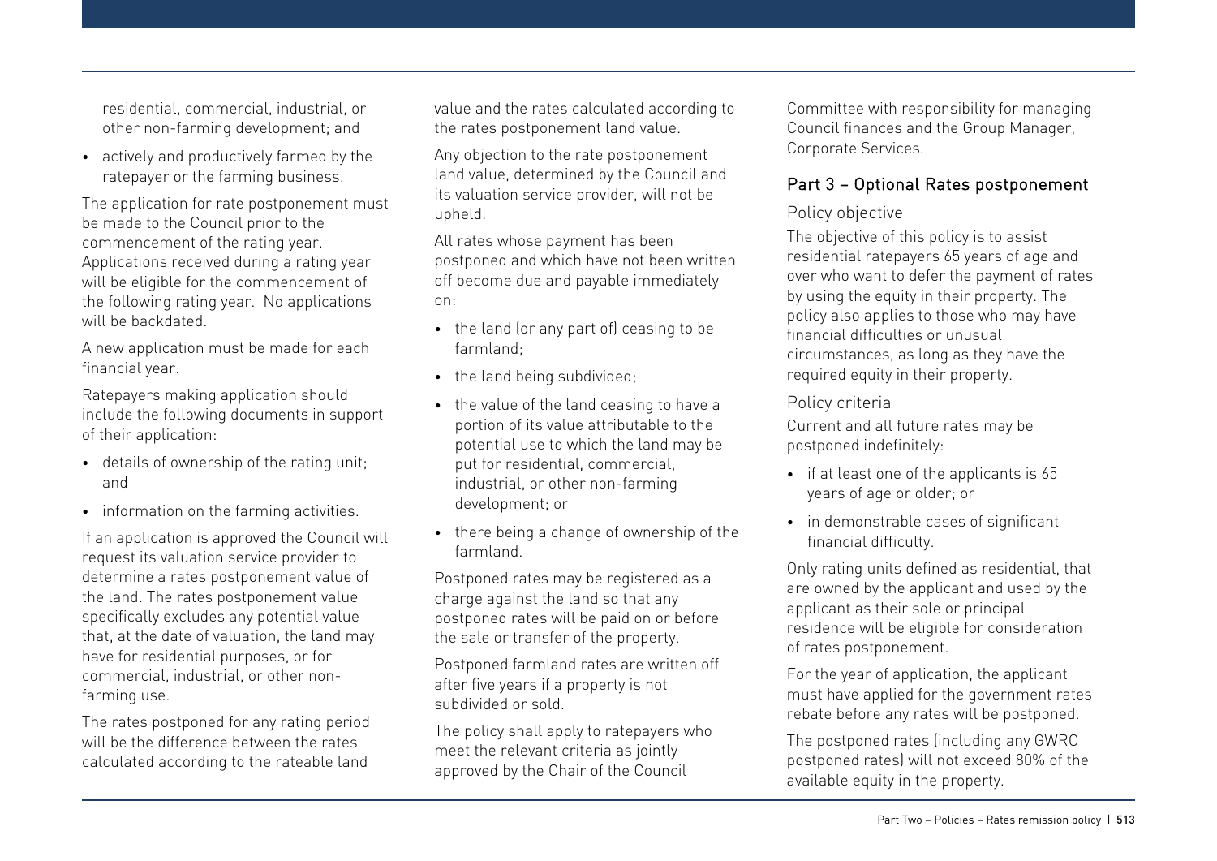residential, commercial, industrial, or other non-farming development; and

- actively and productively farmed by the ratepayer or the farming business.

The application for rate postponement must be made to the Council prior to the commencement of the rating year. Applications received during a rating year will be eligible for the commencement of the following rating year. No applications will be backdated.

A new application must be made for each financial year.

Ratepayers making application should include the following documents in support of their application:

- details of ownership of the rating unit; and
- information on the farming activities.

If an application is approved the Council will request its valuation service provider to determine a rates postponement value of the land. The rates postponement value specifically excludes any potential value that, at the date of valuation, the land may have for residential purposes, or for commercial, industrial, or other non-farming use.

The rates postponed for any rating period will be the difference between the rates calculated according to the rateable land value and the rates calculated according to the rates postponement land value.

Any objection to the rate postponement land value, determined by the Council and its valuation service provider, will not be upheld.

All rates whose payment has been postponed and which have not been written off become due and payable immediately on:

- the land (or any part of) ceasing to be farmland;
- the land being subdivided;
- the value of the land ceasing to have a portion of its value attributable to the potential use to which the land may be put for residential, commercial, industrial, or other non-farming development; or
- there being a change of ownership of the farmland.

Postponed rates may be registered as a charge against the land so that any postponed rates will be paid on or before the sale or transfer of the property.

Postponed farmland rates are written off after five years if a property is not subdivided or sold.

The policy shall apply to ratepayers who meet the relevant criteria as jointly approved by the Chair of the Council Committee with responsibility for managing Council finances and the Group Manager, Corporate Services.

## Part 3 – Optional Rates postponement

### Policy objective

The objective of this policy is to assist residential ratepayers 65 years of age and over who want to defer the payment of rates by using the equity in their property. The policy also applies to those who may have financial difficulties or unusual circumstances, as long as they have the required equity in their property.

### Policy criteria

Current and all future rates may be postponed indefinitely:

- if at least one of the applicants is 65 years of age or older; or
- in demonstrable cases of significant financial difficulty.

Only rating units defined as residential, that are owned by the applicant and used by the applicant as their sole or principal residence will be eligible for consideration of rates postponement.

For the year of application, the applicant must have applied for the government rates rebate before any rates will be postponed.

The postponed rates (including any GWRC postponed rates) will not exceed 80% of the available equity in the property.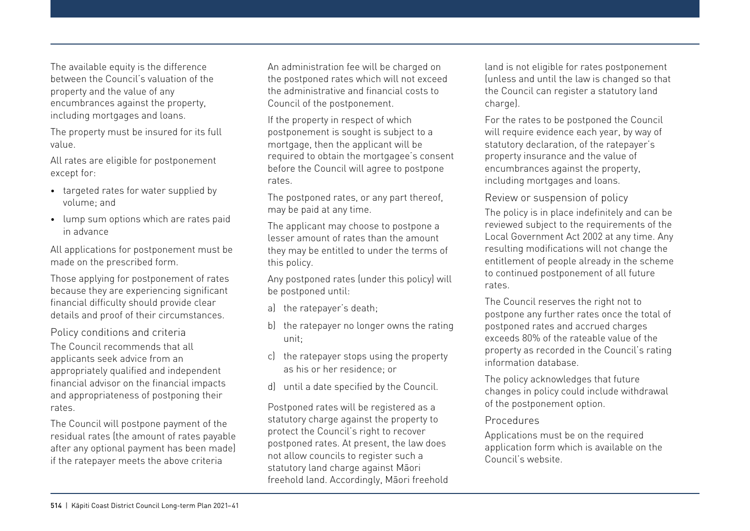The available equity is the difference between the Council's valuation of the property and the value of any encumbrances against the property, including mortgages and loans.

The property must be insured for its full value.

All rates are eligible for postponement except for:

- targeted rates for water supplied by volume; and
- lump sum options which are rates paid in advance

All applications for postponement must be made on the prescribed form.

Those applying for postponement of rates because they are experiencing significant financial difficulty should provide clear details and proof of their circumstances.

### Policy conditions and criteria

The Council recommends that all applicants seek advice from an appropriately qualified and independent financial advisor on the financial impacts and appropriateness of postponing their rates.

The Council will postpone payment of the residual rates (the amount of rates payable after any optional payment has been made) if the ratepayer meets the above criteria

An administration fee will be charged on the postponed rates which will not exceed the administrative and financial costs to Council of the postponement.

If the property in respect of which postponement is sought is subject to a mortgage, then the applicant will be required to obtain the mortgagee's consent before the Council will agree to postpone rates.

The postponed rates, or any part thereof, may be paid at any time.

The applicant may choose to postpone a lesser amount of rates than the amount they may be entitled to under the terms of this policy.

Any postponed rates (under this policy) will be postponed until:

a) the ratepayer's death;

b) the ratepayer no longer owns the rating unit;

c) the ratepayer stops using the property as his or her residence; or

d) until a date specified by the Council.

Postponed rates will be registered as a statutory charge against the property to protect the Council's right to recover postponed rates. At present, the law does not allow councils to register such a statutory land charge against Māori freehold land. Accordingly, Māori freehold land is not eligible for rates postponement (unless and until the law is changed so that the Council can register a statutory land charge).

For the rates to be postponed the Council will require evidence each year, by way of statutory declaration, of the ratepayer's property insurance and the value of encumbrances against the property, including mortgages and loans.

### Review or suspension of policy

The policy is in place indefinitely and can be reviewed subject to the requirements of the Local Government Act 2002 at any time. Any resulting modifications will not change the entitlement of people already in the scheme to continued postponement of all future rates.

The Council reserves the right not to postpone any further rates once the total of postponed rates and accrued charges exceeds 80% of the rateable value of the property as recorded in the Council's rating information database.

The policy acknowledges that future changes in policy could include withdrawal of the postponement option.

### Procedures

Applications must be on the required application form which is available on the Council's website.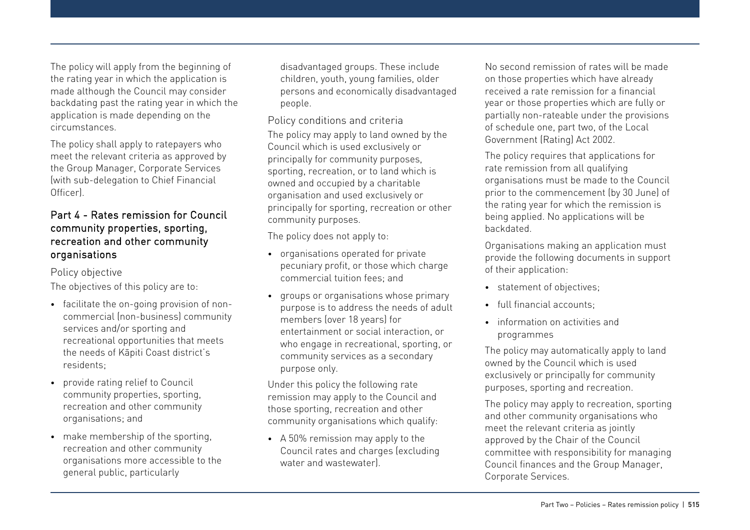The policy will apply from the beginning of the rating year in which the application is made although the Council may consider backdating past the rating year in which the application is made depending on the circumstances.

The policy shall apply to ratepayers who meet the relevant criteria as approved by the Group Manager, Corporate Services (with sub-delegation to Chief Financial Officer).

## Part 4 - Rates remission for Council community properties, sporting, recreation and other community organisations

### Policy objective

The objectives of this policy are to:

- facilitate the on-going provision of non-commercial (non-business) community services and/or sporting and recreational opportunities that meets the needs of Kāpiti Coast district's residents;
- provide rating relief to Council community properties, sporting, recreation and other community organisations; and
- make membership of the sporting, recreation and other community organisations more accessible to the general public, particularly disadvantaged groups. These include children, youth, young families, older persons and economically disadvantaged people.

### Policy conditions and criteria

The policy may apply to land owned by the Council which is used exclusively or principally for community purposes, sporting, recreation, or to land which is owned and occupied by a charitable organisation and used exclusively or principally for sporting, recreation or other community purposes.

The policy does not apply to:

- organisations operated for private pecuniary profit, or those which charge commercial tuition fees; and
- groups or organisations whose primary purpose is to address the needs of adult members (over 18 years) for entertainment or social interaction, or who engage in recreational, sporting, or community services as a secondary purpose only.

Under this policy the following rate remission may apply to the Council and those sporting, recreation and other community organisations which qualify:

- A 50% remission may apply to the Council rates and charges (excluding water and wastewater).

No second remission of rates will be made on those properties which have already received a rate remission for a financial year or those properties which are fully or partially non-rateable under the provisions of schedule one, part two, of the Local Government (Rating) Act 2002.

The policy requires that applications for rate remission from all qualifying organisations must be made to the Council prior to the commencement (by 30 June) of the rating year for which the remission is being applied. No applications will be backdated.

Organisations making an application must provide the following documents in support of their application:

- statement of objectives;
- full financial accounts;
- information on activities and programmes

The policy may automatically apply to land owned by the Council which is used exclusively or principally for community purposes, sporting and recreation.

The policy may apply to recreation, sporting and other community organisations who meet the relevant criteria as jointly approved by the Chair of the Council committee with responsibility for managing Council finances and the Group Manager, Corporate Services.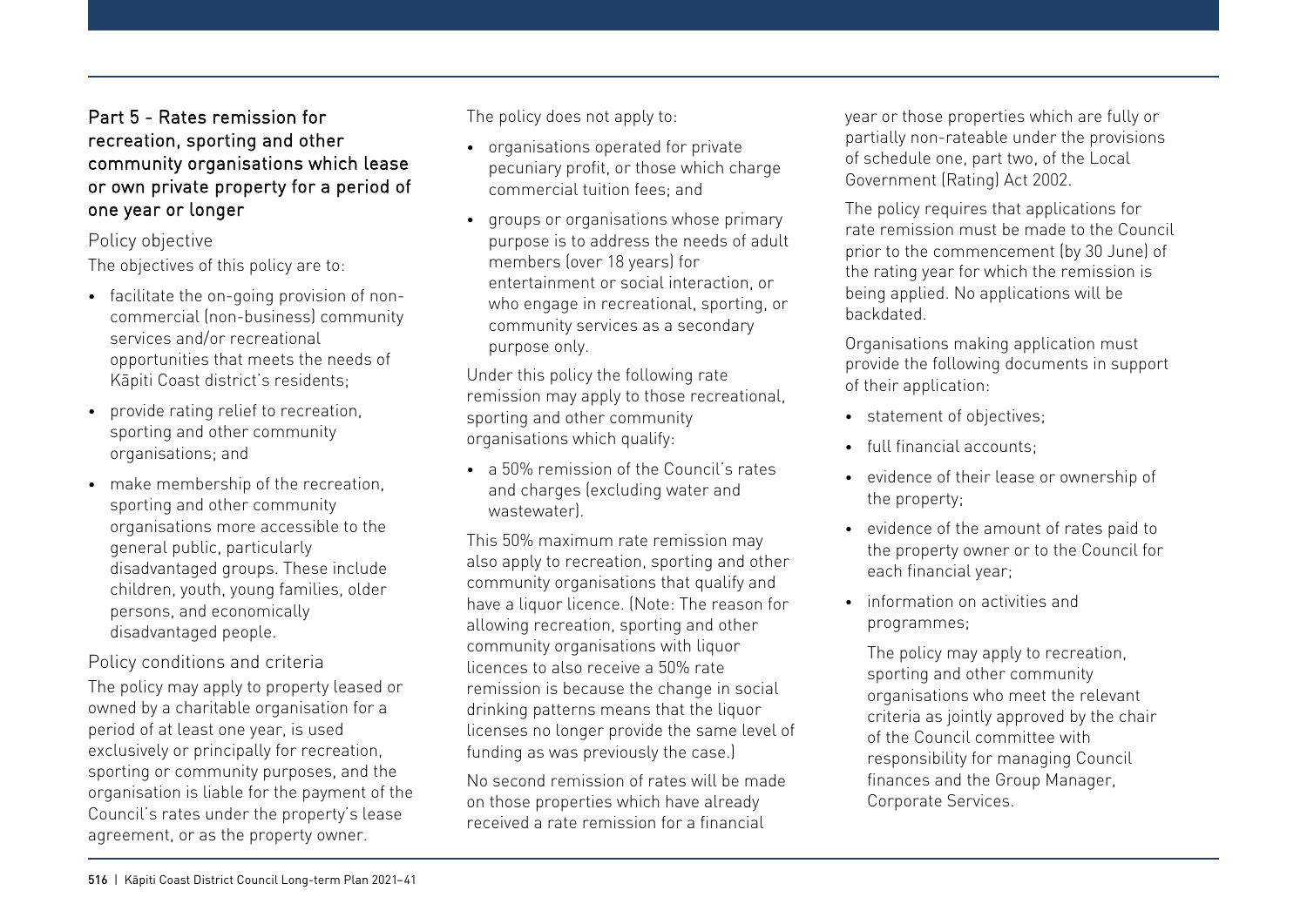## Part 5 - Rates remission for recreation, sporting and other community organisations which lease or own private property for a period of one year or longer

### Policy objective

The objectives of this policy are to:

- facilitate the on-going provision of non-commercial (non-business) community services and/or recreational opportunities that meets the needs of Kāpiti Coast district's residents;
- provide rating relief to recreation, sporting and other community organisations; and
- make membership of the recreation, sporting and other community organisations more accessible to the general public, particularly disadvantaged groups. These include children, youth, young families, older persons, and economically disadvantaged people.

### Policy conditions and criteria

The policy may apply to property leased or owned by a charitable organisation for a period of at least one year, is used exclusively or principally for recreation, sporting or community purposes, and the organisation is liable for the payment of the Council's rates under the property's lease agreement, or as the property owner.

The policy does not apply to:

- organisations operated for private pecuniary profit, or those which charge commercial tuition fees; and
- groups or organisations whose primary purpose is to address the needs of adult members (over 18 years) for entertainment or social interaction, or who engage in recreational, sporting, or community services as a secondary purpose only.

Under this policy the following rate remission may apply to those recreational, sporting and other community organisations which qualify:

- a 50% remission of the Council's rates and charges (excluding water and wastewater).

This 50% maximum rate remission may also apply to recreation, sporting and other community organisations that qualify and have a liquor licence. (Note: The reason for allowing recreation, sporting and other community organisations with liquor licences to also receive a 50% rate remission is because the change in social drinking patterns means that the liquor licenses no longer provide the same level of funding as was previously the case.)

No second remission of rates will be made on those properties which have already received a rate remission for a financial year or those properties which are fully or partially non-rateable under the provisions of schedule one, part two, of the Local Government (Rating) Act 2002.

The policy requires that applications for rate remission must be made to the Council prior to the commencement (by 30 June) of the rating year for which the remission is being applied. No applications will be backdated.

Organisations making application must provide the following documents in support of their application:

- statement of objectives;
- full financial accounts;
- evidence of their lease or ownership of the property;
- evidence of the amount of rates paid to the property owner or to the Council for each financial year;
- information on activities and programmes;

  The policy may apply to recreation, sporting and other community organisations who meet the relevant criteria as jointly approved by the chair of the Council committee with responsibility for managing Council finances and the Group Manager, Corporate Services.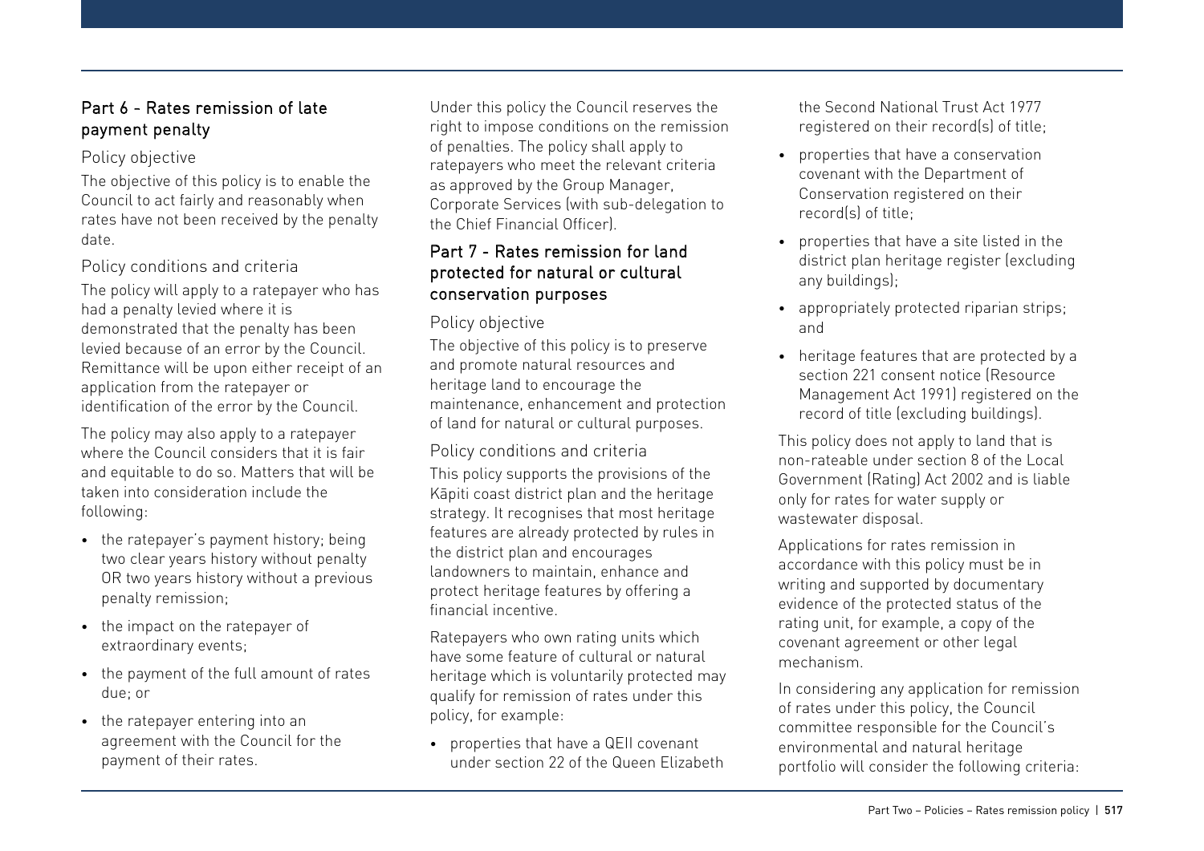## Part 6 - Rates remission of late payment penalty

### Policy objective

The objective of this policy is to enable the Council to act fairly and reasonably when rates have not been received by the penalty date.

### Policy conditions and criteria

The policy will apply to a ratepayer who has had a penalty levied where it is demonstrated that the penalty has been levied because of an error by the Council. Remittance will be upon either receipt of an application from the ratepayer or identification of the error by the Council.

The policy may also apply to a ratepayer where the Council considers that it is fair and equitable to do so. Matters that will be taken into consideration include the following:

- the ratepayer's payment history; being two clear years history without penalty OR two years history without a previous penalty remission;
- the impact on the ratepayer of extraordinary events;
- the payment of the full amount of rates due; or
- the ratepayer entering into an agreement with the Council for the payment of their rates.

Under this policy the Council reserves the right to impose conditions on the remission of penalties. The policy shall apply to ratepayers who meet the relevant criteria as approved by the Group Manager, Corporate Services (with sub-delegation to the Chief Financial Officer).

## Part 7 - Rates remission for land protected for natural or cultural conservation purposes

### Policy objective

The objective of this policy is to preserve and promote natural resources and heritage land to encourage the maintenance, enhancement and protection of land for natural or cultural purposes.

### Policy conditions and criteria

This policy supports the provisions of the Kāpiti coast district plan and the heritage strategy. It recognises that most heritage features are already protected by rules in the district plan and encourages landowners to maintain, enhance and protect heritage features by offering a financial incentive.

Ratepayers who own rating units which have some feature of cultural or natural heritage which is voluntarily protected may qualify for remission of rates under this policy, for example:

- properties that have a QEII covenant under section 22 of the Queen Elizabeth the Second National Trust Act 1977 registered on their record(s) of title;
- properties that have a conservation covenant with the Department of Conservation registered on their record(s) of title;
- properties that have a site listed in the district plan heritage register (excluding any buildings);
- appropriately protected riparian strips; and
- heritage features that are protected by a section 221 consent notice (Resource Management Act 1991) registered on the record of title (excluding buildings).

This policy does not apply to land that is non-rateable under section 8 of the Local Government (Rating) Act 2002 and is liable only for rates for water supply or wastewater disposal.

Applications for rates remission in accordance with this policy must be in writing and supported by documentary evidence of the protected status of the rating unit, for example, a copy of the covenant agreement or other legal mechanism.

In considering any application for remission of rates under this policy, the Council committee responsible for the Council's environmental and natural heritage portfolio will consider the following criteria: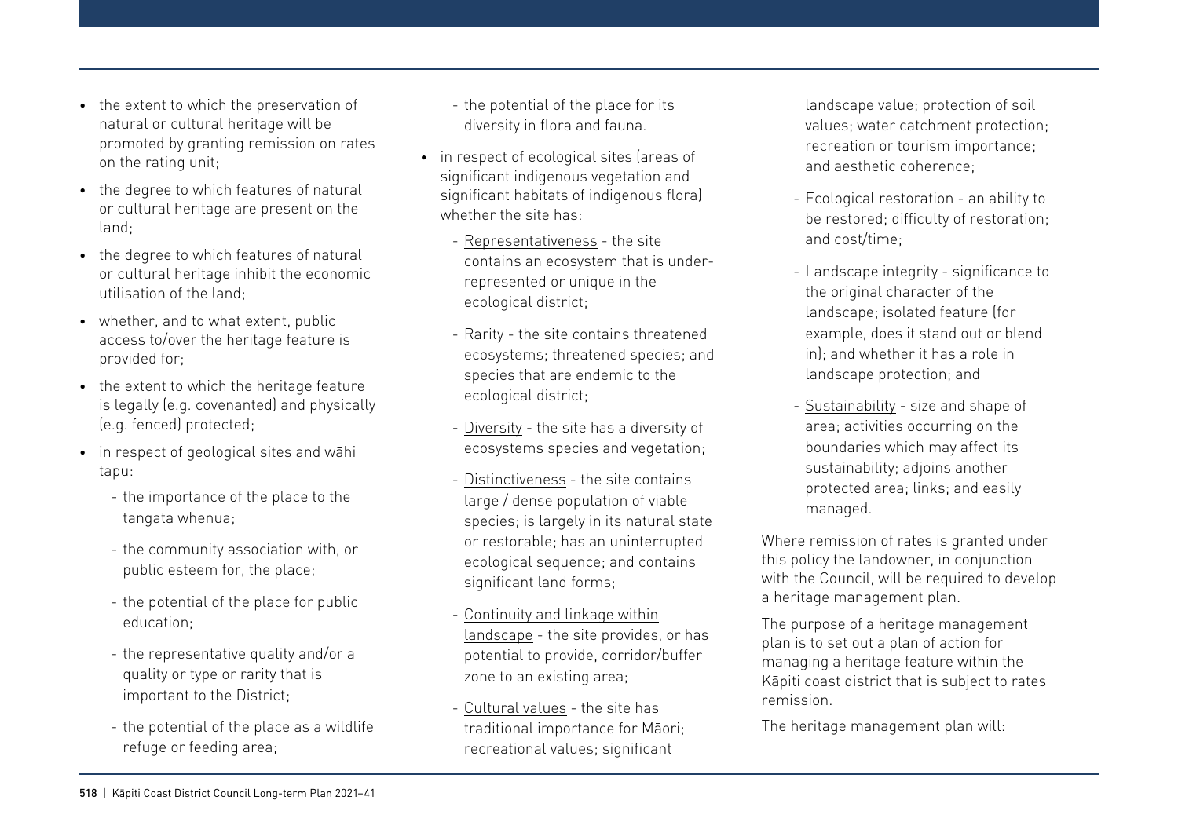- the extent to which the preservation of natural or cultural heritage will be promoted by granting remission on rates on the rating unit;
- the degree to which features of natural or cultural heritage are present on the land;
- the degree to which features of natural or cultural heritage inhibit the economic utilisation of the land;
- whether, and to what extent, public access to/over the heritage feature is provided for;
- the extent to which the heritage feature is legally (e.g. covenanted) and physically (e.g. fenced) protected;
- in respect of geological sites and wāhi tapu:
  - the importance of the place to the tāngata whenua;
  - the community association with, or public esteem for, the place;
  - the potential of the place for public education;
  - the representative quality and/or a quality or type or rarity that is important to the District;
  - the potential of the place as a wildlife refuge or feeding area;
  - the potential of the place for its diversity in flora and fauna.
- in respect of ecological sites (areas of significant indigenous vegetation and significant habitats of indigenous flora) whether the site has:
  - Representativeness - the site contains an ecosystem that is under-represented or unique in the ecological district;
  - Rarity - the site contains threatened ecosystems; threatened species; and species that are endemic to the ecological district;
  - Diversity - the site has a diversity of ecosystems species and vegetation;
  - Distinctiveness - the site contains large / dense population of viable species; is largely in its natural state or restorable; has an uninterrupted ecological sequence; and contains significant land forms;
  - Continuity and linkage within landscape - the site provides, or has potential to provide, corridor/buffer zone to an existing area;
  - Cultural values - the site has traditional importance for Māori; recreational values; significant landscape value; protection of soil values; water catchment protection; recreation or tourism importance; and aesthetic coherence;
  - Ecological restoration - an ability to be restored; difficulty of restoration; and cost/time;
  - Landscape integrity - significance to the original character of the landscape; isolated feature (for example, does it stand out or blend in); and whether it has a role in landscape protection; and
  - Sustainability - size and shape of area; activities occurring on the boundaries which may affect its sustainability; adjoins another protected area; links; and easily managed.

Where remission of rates is granted under this policy the landowner, in conjunction with the Council, will be required to develop a heritage management plan.

The purpose of a heritage management plan is to set out a plan of action for managing a heritage feature within the Kāpiti coast district that is subject to rates remission.

The heritage management plan will: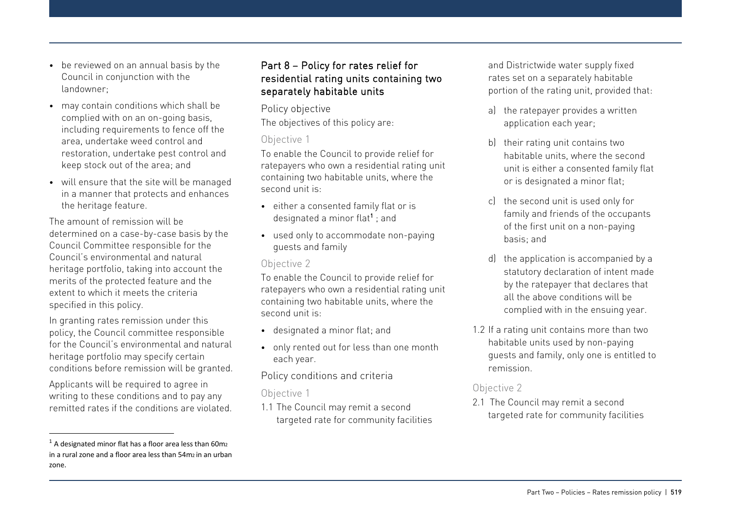- be reviewed on an annual basis by the Council in conjunction with the landowner;
- may contain conditions which shall be complied with on an on-going basis, including requirements to fence off the area, undertake weed control and restoration, undertake pest control and keep stock out of the area; and
- will ensure that the site will be managed in a manner that protects and enhances the heritage feature.

The amount of remission will be determined on a case-by-case basis by the Council Committee responsible for the Council's environmental and natural heritage portfolio, taking into account the merits of the protected feature and the extent to which it meets the criteria specified in this policy.

In granting rates remission under this policy, the Council committee responsible for the Council's environmental and natural heritage portfolio may specify certain conditions before remission will be granted.

Applicants will be required to agree in writing to these conditions and to pay any remitted rates if the conditions are violated.

## Part 8 – Policy for rates relief for residential rating units containing two separately habitable units

### Policy objective

The objectives of this policy are:

#### Objective 1

To enable the Council to provide relief for ratepayers who own a residential rating unit containing two habitable units, where the second unit is:

- either a consented family flat or is designated a minor flat[1] ; and
- used only to accommodate non-paying guests and family

#### Objective 2

To enable the Council to provide relief for ratepayers who own a residential rating unit containing two habitable units, where the second unit is:

- designated a minor flat; and
- only rented out for less than one month each year.

### Policy conditions and criteria

#### Objective 1

1.1 The Council may remit a second targeted rate for community facilities and Districtwide water supply fixed rates set on a separately habitable portion of the rating unit, provided that:

a) the ratepayer provides a written application each year;

b) their rating unit contains two habitable units, where the second unit is either a consented family flat or is designated a minor flat;

c) the second unit is used only for family and friends of the occupants of the first unit on a non-paying basis; and

d) the application is accompanied by a statutory declaration of intent made by the ratepayer that declares that all the above conditions will be complied with in the ensuing year.

1.2 If a rating unit contains more than two habitable units used by non-paying guests and family, only one is entitled to remission.

#### Objective 2

2.1 The Council may remit a second targeted rate for community facilities

[1] A designated minor flat has a floor area less than 60m2 in a rural zone and a floor area less than 54m2 in an urban zone.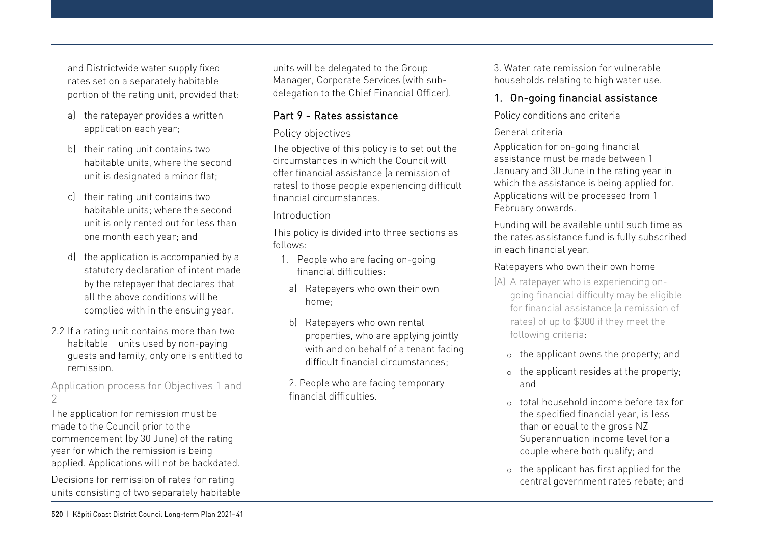and Districtwide water supply fixed rates set on a separately habitable portion of the rating unit, provided that:

a) the ratepayer provides a written application each year;

b) their rating unit contains two habitable units, where the second unit is designated a minor flat;

c) their rating unit contains two habitable units; where the second unit is only rented out for less than one month each year; and

d) the application is accompanied by a statutory declaration of intent made by the ratepayer that declares that all the above conditions will be complied with in the ensuing year.

2.2 If a rating unit contains more than two habitable units used by non-paying guests and family, only one is entitled to remission.

### Application process for Objectives 1 and 2

The application for remission must be made to the Council prior to the commencement (by 30 June) of the rating year for which the remission is being applied. Applications will not be backdated.

Decisions for remission of rates for rating units consisting of two separately habitable units will be delegated to the Group Manager, Corporate Services (with sub-delegation to the Chief Financial Officer).

## Part 9 - Rates assistance

### Policy objectives

The objective of this policy is to set out the circumstances in which the Council will offer financial assistance (a remission of rates) to those people experiencing difficult financial circumstances.

### Introduction

This policy is divided into three sections as follows:

1. People who are facing on-going financial difficulties:
   a) Ratepayers who own their own home;
   b) Ratepayers who own rental properties, who are applying jointly with and on behalf of a tenant facing difficult financial circumstances;

2. People who are facing temporary financial difficulties.

3. Water rate remission for vulnerable households relating to high water use.

### 1. On-going financial assistance

Policy conditions and criteria

General criteria

Application for on-going financial assistance must be made between 1 January and 30 June in the rating year in which the assistance is being applied for. Applications will be processed from 1 February onwards.

Funding will be available until such time as the rates assistance fund is fully subscribed in each financial year.

Ratepayers who own their own home

(A) A ratepayer who is experiencing on-going financial difficulty may be eligible for financial assistance (a remission of rates) of up to $300 if they meet the following criteria:

- the applicant owns the property; and
- the applicant resides at the property; and
- total household income before tax for the specified financial year, is less than or equal to the gross NZ Superannuation income level for a couple where both qualify; and
- the applicant has first applied for the central government rates rebate; and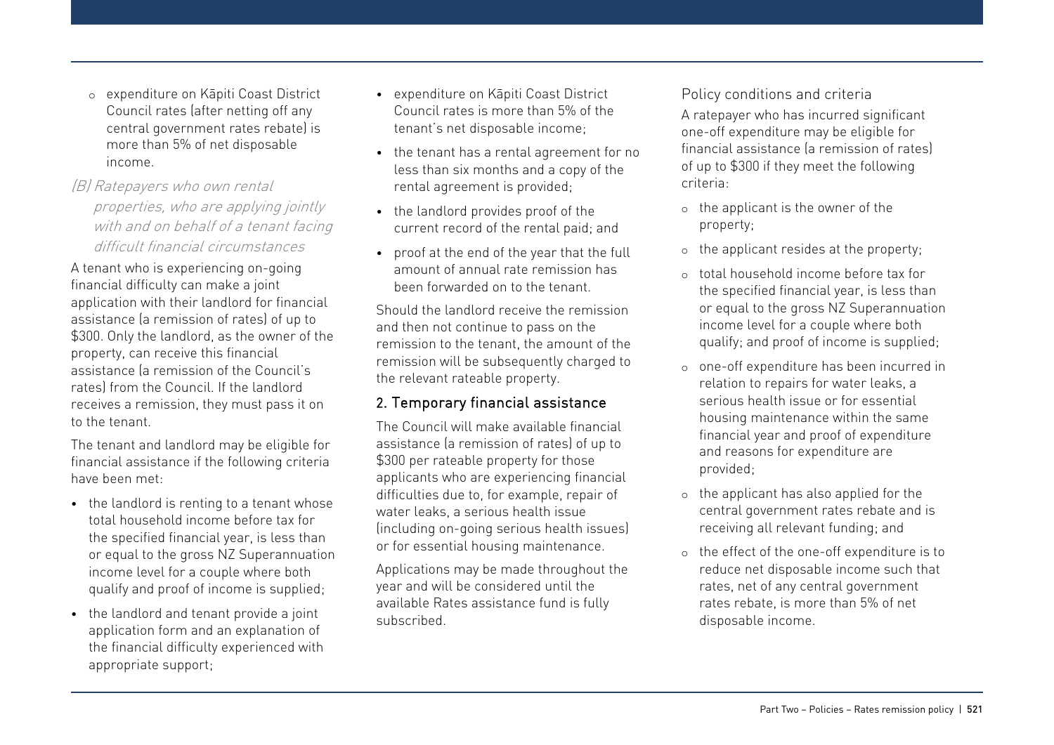- expenditure on Kāpiti Coast District Council rates (after netting off any central government rates rebate) is more than 5% of net disposable income.

### *(B) Ratepayers who own rental properties, who are applying jointly with and on behalf of a tenant facing difficult financial circumstances*

A tenant who is experiencing on-going financial difficulty can make a joint application with their landlord for financial assistance (a remission of rates) of up to $300. Only the landlord, as the owner of the property, can receive this financial assistance (a remission of the Council's rates) from the Council. If the landlord receives a remission, they must pass it on to the tenant.

The tenant and landlord may be eligible for financial assistance if the following criteria have been met:

- the landlord is renting to a tenant whose total household income before tax for the specified financial year, is less than or equal to the gross NZ Superannuation income level for a couple where both qualify and proof of income is supplied;
- the landlord and tenant provide a joint application form and an explanation of the financial difficulty experienced with appropriate support;
- expenditure on Kāpiti Coast District Council rates is more than 5% of the tenant's net disposable income;
- the tenant has a rental agreement for no less than six months and a copy of the rental agreement is provided;
- the landlord provides proof of the current record of the rental paid; and
- proof at the end of the year that the full amount of annual rate remission has been forwarded on to the tenant.

Should the landlord receive the remission and then not continue to pass on the remission to the tenant, the amount of the remission will be subsequently charged to the relevant rateable property.

## 2. Temporary financial assistance

The Council will make available financial assistance (a remission of rates) of up to $300 per rateable property for those applicants who are experiencing financial difficulties due to, for example, repair of water leaks, a serious health issue (including on-going serious health issues) or for essential housing maintenance.

Applications may be made throughout the year and will be considered until the available Rates assistance fund is fully subscribed.

### Policy conditions and criteria

A ratepayer who has incurred significant one-off expenditure may be eligible for financial assistance (a remission of rates) of up to $300 if they meet the following criteria:

- the applicant is the owner of the property;
- the applicant resides at the property;
- total household income before tax for the specified financial year, is less than or equal to the gross NZ Superannuation income level for a couple where both qualify; and proof of income is supplied;
- one-off expenditure has been incurred in relation to repairs for water leaks, a serious health issue or for essential housing maintenance within the same financial year and proof of expenditure and reasons for expenditure are provided;
- the applicant has also applied for the central government rates rebate and is receiving all relevant funding; and
- the effect of the one-off expenditure is to reduce net disposable income such that rates, net of any central government rates rebate, is more than 5% of net disposable income.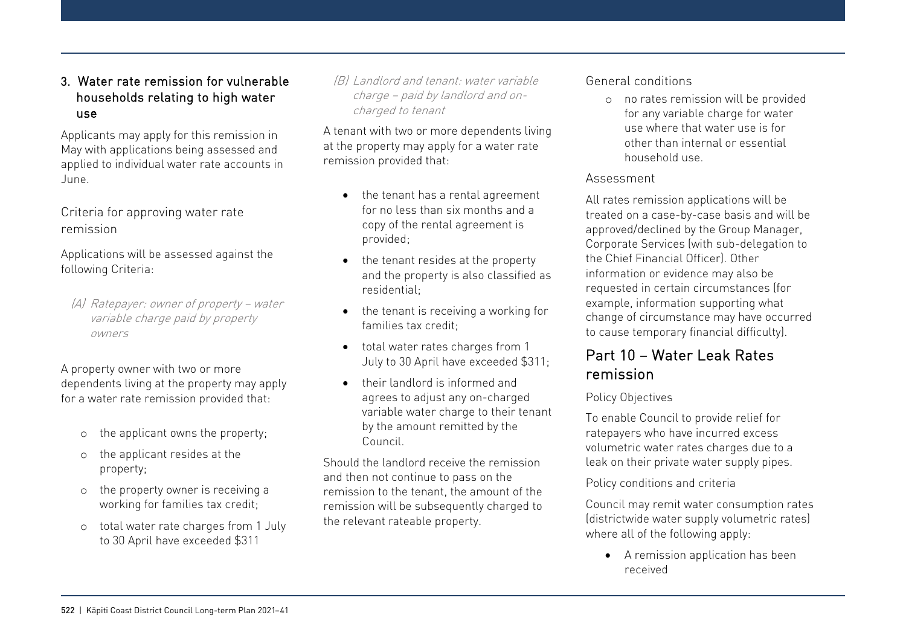### 3. Water rate remission for vulnerable households relating to high water use

Applicants may apply for this remission in May with applications being assessed and applied to individual water rate accounts in June.

#### Criteria for approving water rate remission

Applications will be assessed against the following Criteria:

*(A) Ratepayer: owner of property – water variable charge paid by property owners*

A property owner with two or more dependents living at the property may apply for a water rate remission provided that:

- the applicant owns the property;
- the applicant resides at the property;
- the property owner is receiving a working for families tax credit;
- total water rate charges from 1 July to 30 April have exceeded $311

*(B) Landlord and tenant: water variable charge – paid by landlord and on-charged to tenant*

A tenant with two or more dependents living at the property may apply for a water rate remission provided that:

- the tenant has a rental agreement for no less than six months and a copy of the rental agreement is provided;
- the tenant resides at the property and the property is also classified as residential;
- the tenant is receiving a working for families tax credit;
- total water rates charges from 1 July to 30 April have exceeded $311;
- their landlord is informed and agrees to adjust any on-charged variable water charge to their tenant by the amount remitted by the Council.

Should the landlord receive the remission and then not continue to pass on the remission to the tenant, the amount of the remission will be subsequently charged to the relevant rateable property.

#### General conditions

- no rates remission will be provided for any variable charge for water use where that water use is for other than internal or essential household use.

#### Assessment

All rates remission applications will be treated on a case-by-case basis and will be approved/declined by the Group Manager, Corporate Services (with sub-delegation to the Chief Financial Officer). Other information or evidence may also be requested in certain circumstances (for example, information supporting what change of circumstance may have occurred to cause temporary financial difficulty).

## Part 10 – Water Leak Rates remission

#### Policy Objectives

To enable Council to provide relief for ratepayers who have incurred excess volumetric water rates charges due to a leak on their private water supply pipes.

#### Policy conditions and criteria

Council may remit water consumption rates (districtwide water supply volumetric rates) where all of the following apply:

- A remission application has been received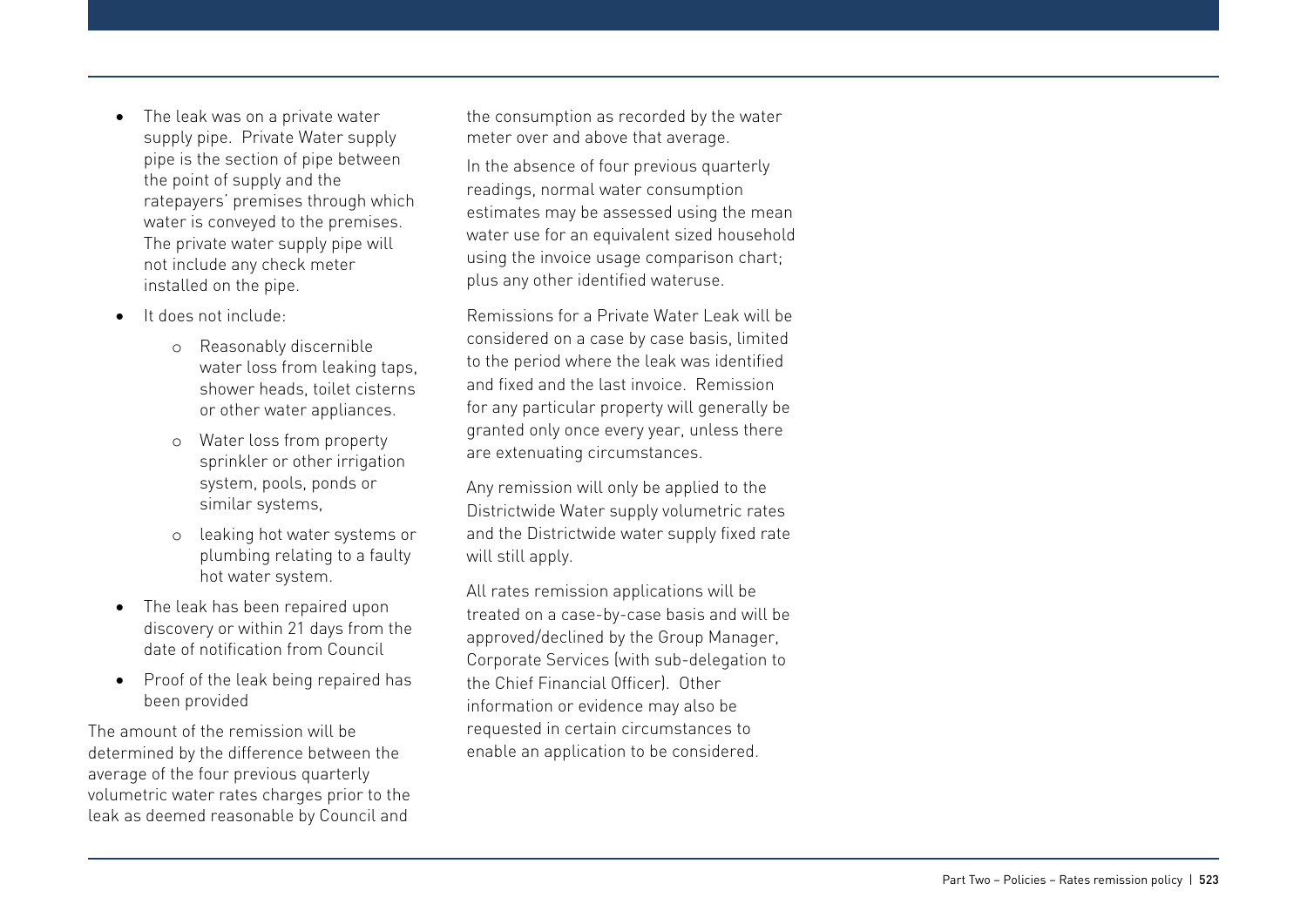- The leak was on a private water supply pipe. Private Water supply pipe is the section of pipe between the point of supply and the ratepayers' premises through which water is conveyed to the premises. The private water supply pipe will not include any check meter installed on the pipe.
- It does not include:
    - Reasonably discernible water loss from leaking taps, shower heads, toilet cisterns or other water appliances.
    - Water loss from property sprinkler or other irrigation system, pools, ponds or similar systems,
    - leaking hot water systems or plumbing relating to a faulty hot water system.
- The leak has been repaired upon discovery or within 21 days from the date of notification from Council
- Proof of the leak being repaired has been provided

The amount of the remission will be determined by the difference between the average of the four previous quarterly volumetric water rates charges prior to the leak as deemed reasonable by Council and the consumption as recorded by the water meter over and above that average.

In the absence of four previous quarterly readings, normal water consumption estimates may be assessed using the mean water use for an equivalent sized household using the invoice usage comparison chart; plus any other identified wateruse.

Remissions for a Private Water Leak will be considered on a case by case basis, limited to the period where the leak was identified and fixed and the last invoice. Remission for any particular property will generally be granted only once every year, unless there are extenuating circumstances.

Any remission will only be applied to the Districtwide Water supply volumetric rates and the Districtwide water supply fixed rate will still apply.

All rates remission applications will be treated on a case-by-case basis and will be approved/declined by the Group Manager, Corporate Services (with sub-delegation to the Chief Financial Officer). Other information or evidence may also be requested in certain circumstances to enable an application to be considered.